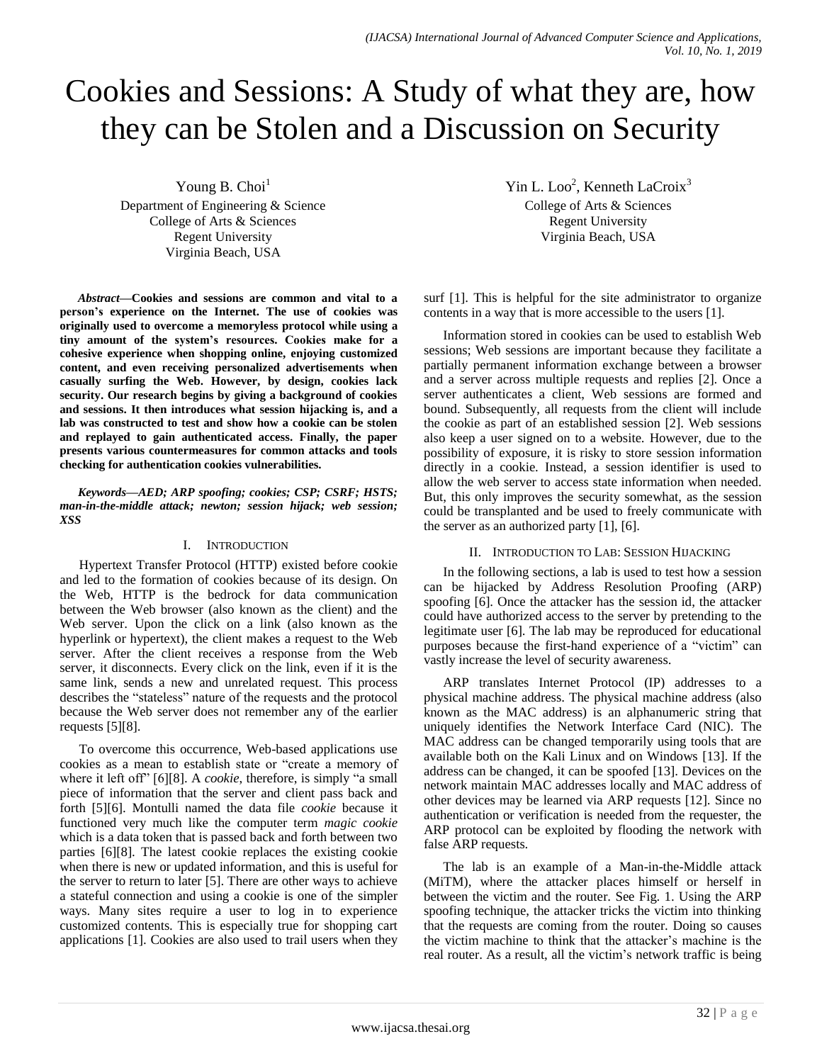# Cookies and Sessions: A Study of what they are, how they can be Stolen and a Discussion on Security

Young B. Choi[1]
Department of Engineering & Science
College of Arts & Sciences
Regent University
Virginia Beach, USA

Yin L. Loo[2], Kenneth LaCroix[3]
College of Arts & Sciences
Regent University
Virginia Beach, USA

***Abstract*—Cookies and sessions are common and vital to a person's experience on the Internet. The use of cookies was originally used to overcome a memoryless protocol while using a tiny amount of the system's resources. Cookies make for a cohesive experience when shopping online, enjoying customized content, and even receiving personalized advertisements when casually surfing the Web. However, by design, cookies lack security. Our research begins by giving a background of cookies and sessions. It then introduces what session hijacking is, and a lab was constructed to test and show how a cookie can be stolen and replayed to gain authenticated access. Finally, the paper presents various countermeasures for common attacks and tools checking for authentication cookies vulnerabilities.**

***Keywords*—*AED; ARP spoofing; cookies; CSP; CSRF; HSTS; man-in-the-middle attack; newton; session hijack; web session; XSS***

## I. Introduction

Hypertext Transfer Protocol (HTTP) existed before cookie and led to the formation of cookies because of its design. On the Web, HTTP is the bedrock for data communication between the Web browser (also known as the client) and the Web server. Upon the click on a link (also known as the hyperlink or hypertext), the client makes a request to the Web server. After the client receives a response from the Web server, it disconnects. Every click on the link, even if it is the same link, sends a new and unrelated request. This process describes the "stateless" nature of the requests and the protocol because the Web server does not remember any of the earlier requests [5][8].

To overcome this occurrence, Web-based applications use cookies as a mean to establish state or "create a memory of where it left off" [6][8]. A *cookie*, therefore, is simply "a small piece of information that the server and client pass back and forth [5][6]. Montulli named the data file *cookie* because it functioned very much like the computer term *magic cookie* which is a data token that is passed back and forth between two parties [6][8]. The latest cookie replaces the existing cookie when there is new or updated information, and this is useful for the server to return to later [5]. There are other ways to achieve a stateful connection and using a cookie is one of the simpler ways. Many sites require a user to log in to experience customized contents. This is especially true for shopping cart applications [1]. Cookies are also used to trail users when they surf [1]. This is helpful for the site administrator to organize contents in a way that is more accessible to the users [1].

Information stored in cookies can be used to establish Web sessions; Web sessions are important because they facilitate a partially permanent information exchange between a browser and a server across multiple requests and replies [2]. Once a server authenticates a client, Web sessions are formed and bound. Subsequently, all requests from the client will include the cookie as part of an established session [2]. Web sessions also keep a user signed on to a website. However, due to the possibility of exposure, it is risky to store session information directly in a cookie. Instead, a session identifier is used to allow the web server to access state information when needed. But, this only improves the security somewhat, as the session could be transplanted and be used to freely communicate with the server as an authorized party [1], [6].

## II. Introduction to Lab: Session Hijacking

In the following sections, a lab is used to test how a session can be hijacked by Address Resolution Proofing (ARP) spoofing [6]. Once the attacker has the session id, the attacker could have authorized access to the server by pretending to the legitimate user [6]. The lab may be reproduced for educational purposes because the first-hand experience of a "victim" can vastly increase the level of security awareness.

ARP translates Internet Protocol (IP) addresses to a physical machine address. The physical machine address (also known as the MAC address) is an alphanumeric string that uniquely identifies the Network Interface Card (NIC). The MAC address can be changed temporarily using tools that are available both on the Kali Linux and on Windows [13]. If the address can be changed, it can be spoofed [13]. Devices on the network maintain MAC addresses locally and MAC address of other devices may be learned via ARP requests [12]. Since no authentication or verification is needed from the requester, the ARP protocol can be exploited by flooding the network with false ARP requests.

The lab is an example of a Man-in-the-Middle attack (MiTM), where the attacker places himself or herself in between the victim and the router. See Fig. 1. Using the ARP spoofing technique, the attacker tricks the victim into thinking that the requests are coming from the router. Doing so causes the victim machine to think that the attacker's machine is the real router. As a result, all the victim's network traffic is being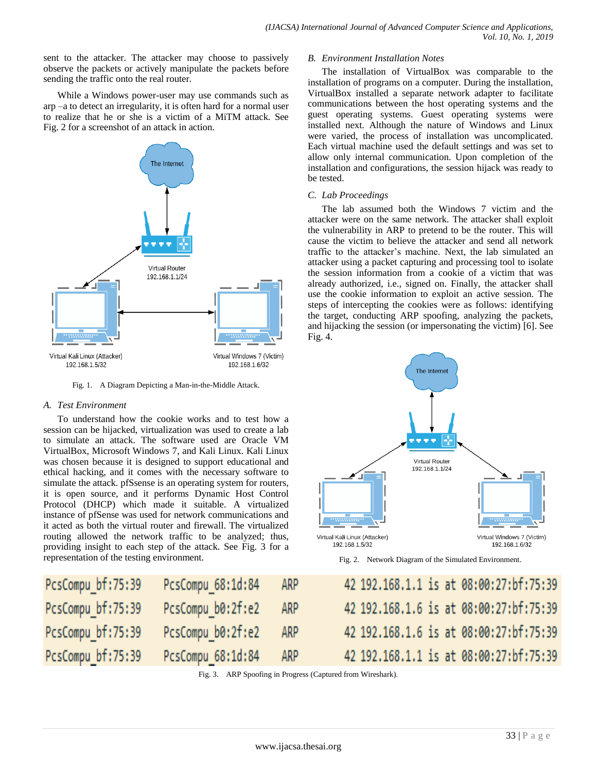sent to the attacker. The attacker may choose to passively observe the packets or actively manipulate the packets before sending the traffic onto the real router.

While a Windows power-user may use commands such as arp –a to detect an irregularity, it is often hard for a normal user to realize that he or she is a victim of a MiTM attack. See Fig. 2 for a screenshot of an attack in action.

The Internet

Virtual Router
192.168.1.1/24

Virtual Kali Linux (Attacker)
192.168.1.5/32

Virtual Windows 7 (Victim)
192.168.1.6/32

Fig. 1. A Diagram Depicting a Man-in-the-Middle Attack.

### *A. Test Environment*

To understand how the cookie works and to test how a session can be hijacked, virtualization was used to create a lab to simulate an attack. The software used are Oracle VM VirtualBox, Microsoft Windows 7, and Kali Linux. Kali Linux was chosen because it is designed to support educational and ethical hacking, and it comes with the necessary software to simulate the attack. pfSsense is an operating system for routers, it is open source, and it performs Dynamic Host Control Protocol (DHCP) which made it suitable. A virtualized instance of pfSense was used for network communications and it acted as both the virtual router and firewall. The virtualized routing allowed the network traffic to be analyzed; thus, providing insight to each step of the attack. See Fig. 3 for a representation of the testing environment.

### *B. Environment Installation Notes*

The installation of VirtualBox was comparable to the installation of programs on a computer. During the installation, VirtualBox installed a separate network adapter to facilitate communications between the host operating systems and the guest operating systems. Guest operating systems were installed next. Although the nature of Windows and Linux were varied, the process of installation was uncomplicated. Each virtual machine used the default settings and was set to allow only internal communication. Upon completion of the installation and configurations, the session hijack was ready to be tested.

### *C. Lab Proceedings*

The lab assumed both the Windows 7 victim and the attacker were on the same network. The attacker shall exploit the vulnerability in ARP to pretend to be the router. This will cause the victim to believe the attacker and send all network traffic to the attacker's machine. Next, the lab simulated an attacker using a packet capturing and processing tool to isolate the session information from a cookie of a victim that was already authorized, i.e., signed on. Finally, the attacker shall use the cookie information to exploit an active session. The steps of intercepting the cookies were as follows: identifying the target, conducting ARP spoofing, analyzing the packets, and hijacking the session (or impersonating the victim) [6]. See Fig. 4.

The Internet

Virtual Router
192.168.1.1/24

Virtual Kali Linux (Attacker)
192.168.1.5/32

Virtual Windows 7 (Victim)
192.168.1.6/32

Fig. 2. Network Diagram of the Simulated Environment.

| | | | |
|---|---|---|---|
| PcsCompu_bf:75:39 | PcsCompu_68:1d:84 | ARP | 42 192.168.1.1 is at 08:00:27:bf:75:39 |
| PcsCompu_bf:75:39 | PcsCompu_b0:2f:e2 | ARP | 42 192.168.1.6 is at 08:00:27:bf:75:39 |
| PcsCompu_bf:75:39 | PcsCompu_b0:2f:e2 | ARP | 42 192.168.1.6 is at 08:00:27:bf:75:39 |
| PcsCompu_bf:75:39 | PcsCompu_68:1d:84 | ARP | 42 192.168.1.1 is at 08:00:27:bf:75:39 |

Fig. 3. ARP Spoofing in Progress (Captured from Wireshark).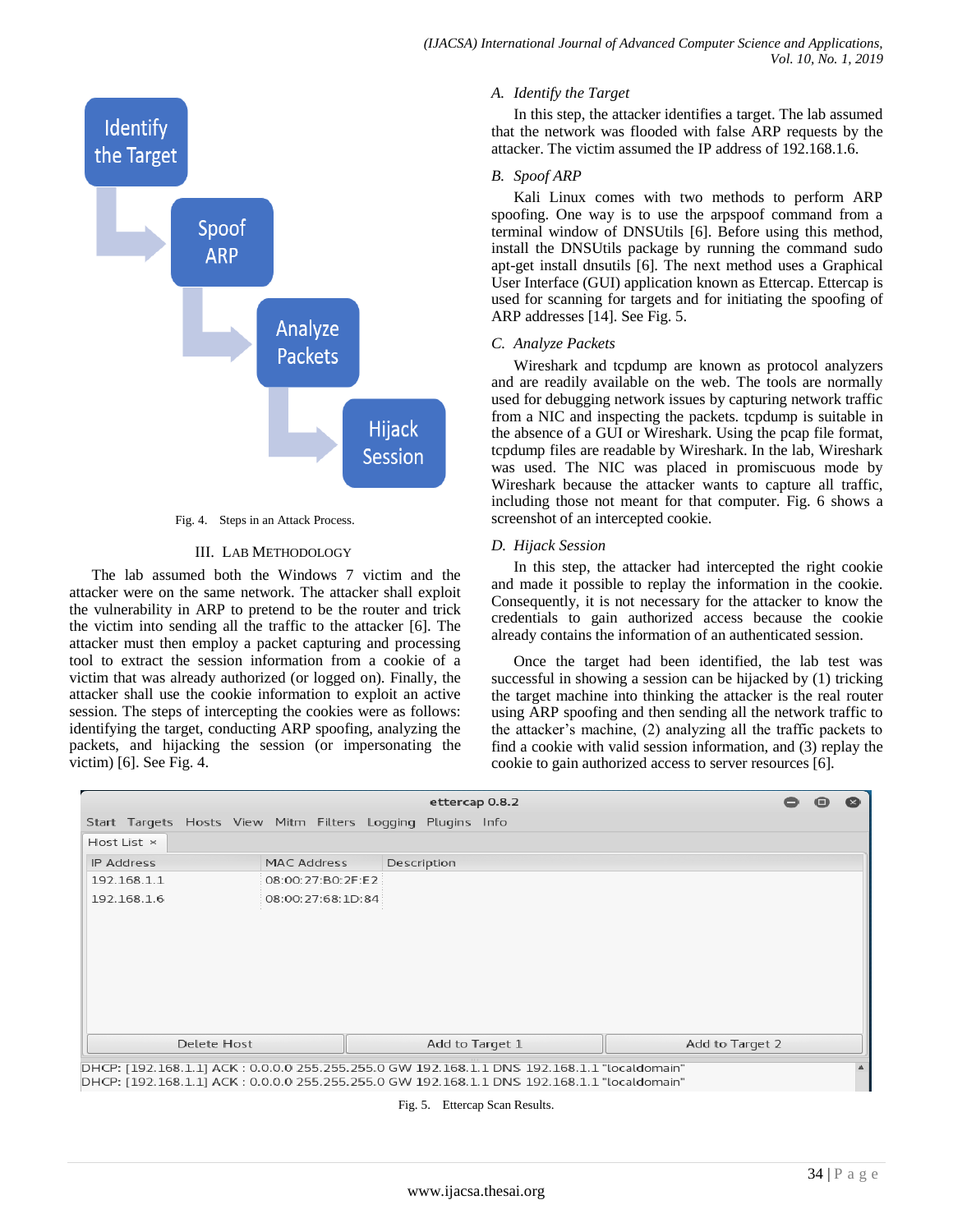Identify the Target → Spoof ARP → Analyze Packets → Hijack Session

Fig. 4. Steps in an Attack Process.

## III. Lab Methodology

The lab assumed both the Windows 7 victim and the attacker were on the same network. The attacker shall exploit the vulnerability in ARP to pretend to be the router and trick the victim into sending all the traffic to the attacker [6]. The attacker must then employ a packet capturing and processing tool to extract the session information from a cookie of a victim that was already authorized (or logged on). Finally, the attacker shall use the cookie information to exploit an active session. The steps of intercepting the cookies were as follows: identifying the target, conducting ARP spoofing, analyzing the packets, and hijacking the session (or impersonating the victim) [6]. See Fig. 4.

### A. Identify the Target

In this step, the attacker identifies a target. The lab assumed that the network was flooded with false ARP requests by the attacker. The victim assumed the IP address of 192.168.1.6.

### B. Spoof ARP

Kali Linux comes with two methods to perform ARP spoofing. One way is to use the arpspoof command from a terminal window of DNSUtils [6]. Before using this method, install the DNSUtils package by running the command sudo apt-get install dnsutils [6]. The next method uses a Graphical User Interface (GUI) application known as Ettercap. Ettercap is used for scanning for targets and for initiating the spoofing of ARP addresses [14]. See Fig. 5.

### C. Analyze Packets

Wireshark and tcpdump are known as protocol analyzers and are readily available on the web. The tools are normally used for debugging network issues by capturing network traffic from a NIC and inspecting the packets. tcpdump is suitable in the absence of a GUI or Wireshark. Using the pcap file format, tcpdump files are readable by Wireshark. In the lab, Wireshark was used. The NIC was placed in promiscuous mode by Wireshark because the attacker wants to capture all traffic, including those not meant for that computer. Fig. 6 shows a screenshot of an intercepted cookie.

### D. Hijack Session

In this step, the attacker had intercepted the right cookie and made it possible to replay the information in the cookie. Consequently, it is not necessary for the attacker to know the credentials to gain authorized access because the cookie already contains the information of an authenticated session.

Once the target had been identified, the lab test was successful in showing a session can be hijacked by (1) tricking the target machine into thinking the attacker is the real router using ARP spoofing and then sending all the network traffic to the attacker's machine, (2) analyzing all the traffic packets to find a cookie with valid session information, and (3) replay the cookie to gain authorized access to server resources [6].

ettercap 0.8.2

Start Targets Hosts View Mitm Filters Logging Plugins Info

Host List ×

| IP Address | MAC Address | Description |
|---|---|---|
| 192.168.1.1 | 08:00:27:B0:2F:E2 | |
| 192.168.1.6 | 08:00:27:68:1D:84 | |

Delete Host | Add to Target 1 | Add to Target 2

```
DHCP: [192.168.1.1] ACK : 0.0.0.0 255.255.255.0 GW 192.168.1.1 DNS 192.168.1.1 "localdomain"
DHCP: [192.168.1.1] ACK : 0.0.0.0 255.255.255.0 GW 192.168.1.1 DNS 192.168.1.1 "localdomain"
```

Fig. 5. Ettercap Scan Results.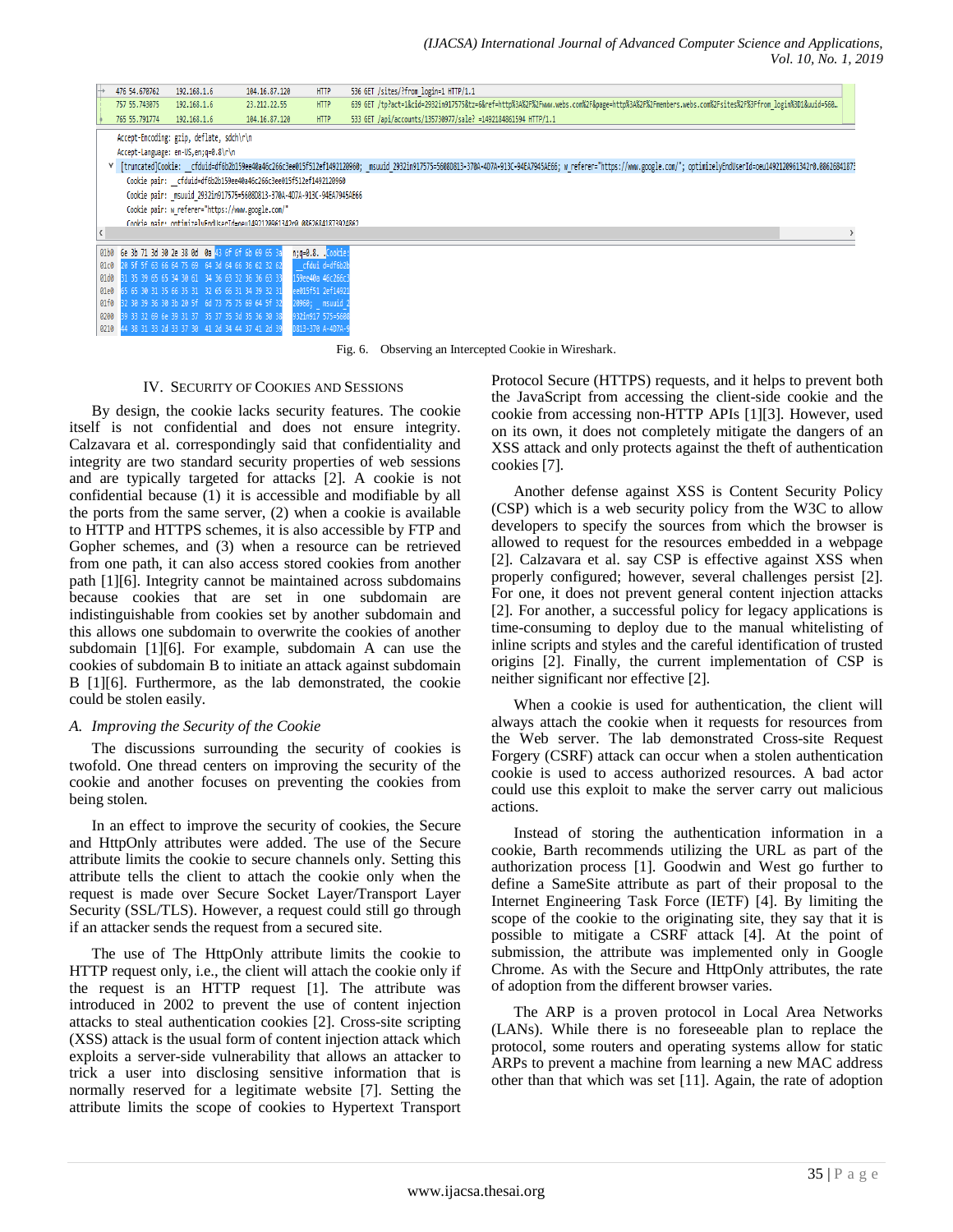Fig. 6. Observing an Intercepted Cookie in Wireshark.

## IV. Security of Cookies and Sessions

By design, the cookie lacks security features. The cookie itself is not confidential and does not ensure integrity. Calzavara et al. correspondingly said that confidentiality and integrity are two standard security properties of web sessions and are typically targeted for attacks [2]. A cookie is not confidential because (1) it is accessible and modifiable by all the ports from the same server, (2) when a cookie is available to HTTP and HTTPS schemes, it is also accessible by FTP and Gopher schemes, and (3) when a resource can be retrieved from one path, it can also access stored cookies from another path [1][6]. Integrity cannot be maintained across subdomains because cookies that are set in one subdomain are indistinguishable from cookies set by another subdomain and this allows one subdomain to overwrite the cookies of another subdomain [1][6]. For example, subdomain A can use the cookies of subdomain B to initiate an attack against subdomain B [1][6]. Furthermore, as the lab demonstrated, the cookie could be stolen easily.

### *A. Improving the Security of the Cookie*

The discussions surrounding the security of cookies is twofold. One thread centers on improving the security of the cookie and another focuses on preventing the cookies from being stolen.

In an effect to improve the security of cookies, the Secure and HttpOnly attributes were added. The use of the Secure attribute limits the cookie to secure channels only. Setting this attribute tells the client to attach the cookie only when the request is made over Secure Socket Layer/Transport Layer Security (SSL/TLS). However, a request could still go through if an attacker sends the request from a secured site.

The use of The HttpOnly attribute limits the cookie to HTTP request only, i.e., the client will attach the cookie only if the request is an HTTP request [1]. The attribute was introduced in 2002 to prevent the use of content injection attacks to steal authentication cookies [2]. Cross-site scripting (XSS) attack is the usual form of content injection attack which exploits a server-side vulnerability that allows an attacker to trick a user into disclosing sensitive information that is normally reserved for a legitimate website [7]. Setting the attribute limits the scope of cookies to Hypertext Transport Protocol Secure (HTTPS) requests, and it helps to prevent both the JavaScript from accessing the client-side cookie and the cookie from accessing non-HTTP APIs [1][3]. However, used on its own, it does not completely mitigate the dangers of an XSS attack and only protects against the theft of authentication cookies [7].

Another defense against XSS is Content Security Policy (CSP) which is a web security policy from the W3C to allow developers to specify the sources from which the browser is allowed to request for the resources embedded in a webpage [2]. Calzavara et al. say CSP is effective against XSS when properly configured; however, several challenges persist [2]. For one, it does not prevent general content injection attacks [2]. For another, a successful policy for legacy applications is time-consuming to deploy due to the manual whitelisting of inline scripts and styles and the careful identification of trusted origins [2]. Finally, the current implementation of CSP is neither significant nor effective [2].

When a cookie is used for authentication, the client will always attach the cookie when it requests for resources from the Web server. The lab demonstrated Cross-site Request Forgery (CSRF) attack can occur when a stolen authentication cookie is used to access authorized resources. A bad actor could use this exploit to make the server carry out malicious actions.

Instead of storing the authentication information in a cookie, Barth recommends utilizing the URL as part of the authorization process [1]. Goodwin and West go further to define a SameSite attribute as part of their proposal to the Internet Engineering Task Force (IETF) [4]. By limiting the scope of the cookie to the originating site, they say that it is possible to mitigate a CSRF attack [4]. At the point of submission, the attribute was implemented only in Google Chrome. As with the Secure and HttpOnly attributes, the rate of adoption from the different browser varies.

The ARP is a proven protocol in Local Area Networks (LANs). While there is no foreseeable plan to replace the protocol, some routers and operating systems allow for static ARPs to prevent a machine from learning a new MAC address other than that which was set [11]. Again, the rate of adoption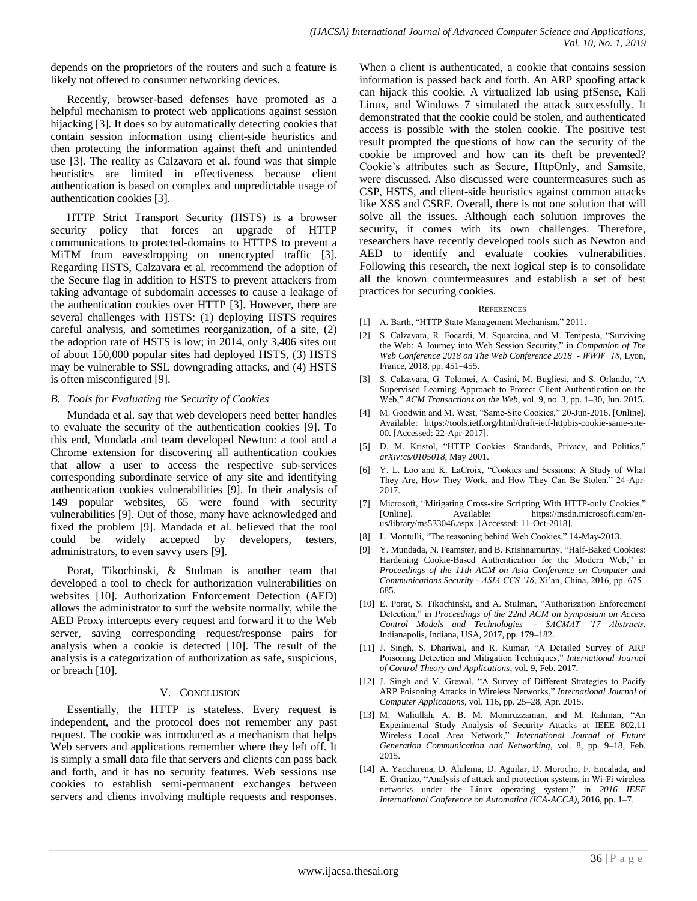depends on the proprietors of the routers and such a feature is likely not offered to consumer networking devices.

Recently, browser-based defenses have promoted as a helpful mechanism to protect web applications against session hijacking [3]. It does so by automatically detecting cookies that contain session information using client-side heuristics and then protecting the information against theft and unintended use [3]. The reality as Calzavara et al. found was that simple heuristics are limited in effectiveness because client authentication is based on complex and unpredictable usage of authentication cookies [3].

HTTP Strict Transport Security (HSTS) is a browser security policy that forces an upgrade of HTTP communications to protected-domains to HTTPS to prevent a MiTM from eavesdropping on unencrypted traffic [3]. Regarding HSTS, Calzavara et al. recommend the adoption of the Secure flag in addition to HSTS to prevent attackers from taking advantage of subdomain accesses to cause a leakage of the authentication cookies over HTTP [3]. However, there are several challenges with HSTS: (1) deploying HSTS requires careful analysis, and sometimes reorganization, of a site, (2) the adoption rate of HSTS is low; in 2014, only 3,406 sites out of about 150,000 popular sites had deployed HSTS, (3) HSTS may be vulnerable to SSL downgrading attacks, and (4) HSTS is often misconfigured [9].

### *B. Tools for Evaluating the Security of Cookies*

Mundada et al. say that web developers need better handles to evaluate the security of the authentication cookies [9]. To this end, Mundada and team developed Newton: a tool and a Chrome extension for discovering all authentication cookies that allow a user to access the respective sub-services corresponding subordinate service of any site and identifying authentication cookies vulnerabilities [9]. In their analysis of 149 popular websites, 65 were found with security vulnerabilities [9]. Out of those, many have acknowledged and fixed the problem [9]. Mandada et al. believed that the tool could be widely accepted by developers, testers, administrators, to even savvy users [9].

Porat, Tikochinski, & Stulman is another team that developed a tool to check for authorization vulnerabilities on websites [10]. Authorization Enforcement Detection (AED) allows the administrator to surf the website normally, while the AED Proxy intercepts every request and forward it to the Web server, saving corresponding request/response pairs for analysis when a cookie is detected [10]. The result of the analysis is a categorization of authorization as safe, suspicious, or breach [10].

## V. Conclusion

Essentially, the HTTP is stateless. Every request is independent, and the protocol does not remember any past request. The cookie was introduced as a mechanism that helps Web servers and applications remember where they left off. It is simply a small data file that servers and clients can pass back and forth, and it has no security features. Web sessions use cookies to establish semi-permanent exchanges between servers and clients involving multiple requests and responses. When a client is authenticated, a cookie that contains session information is passed back and forth. An ARP spoofing attack can hijack this cookie. A virtualized lab using pfSense, Kali Linux, and Windows 7 simulated the attack successfully. It demonstrated that the cookie could be stolen, and authenticated access is possible with the stolen cookie. The positive test result prompted the questions of how can the security of the cookie be improved and how can its theft be prevented? Cookie's attributes such as Secure, HttpOnly, and Samsite, were discussed. Also discussed were countermeasures such as CSP, HSTS, and client-side heuristics against common attacks like XSS and CSRF. Overall, there is not one solution that will solve all the issues. Although each solution improves the security, it comes with its own challenges. Therefore, researchers have recently developed tools such as Newton and AED to identify and evaluate cookies vulnerabilities. Following this research, the next logical step is to consolidate all the known countermeasures and establish a set of best practices for securing cookies.

## References

[1] A. Barth, "HTTP State Management Mechanism," 2011.

[2] S. Calzavara, R. Focardi, M. Squarcina, and M. Tempesta, "Surviving the Web: A Journey into Web Session Security," in *Companion of The Web Conference 2018 on The Web Conference 2018 - WWW '18*, Lyon, France, 2018, pp. 451–455.

[3] S. Calzavara, G. Tolomei, A. Casini, M. Bugliesi, and S. Orlando, "A Supervised Learning Approach to Protect Client Authentication on the Web," *ACM Transactions on the Web*, vol. 9, no. 3, pp. 1–30, Jun. 2015.

[4] M. Goodwin and M. West, "Same-Site Cookies," 20-Jun-2016. [Online]. Available: https://tools.ietf.org/html/draft-ietf-httpbis-cookie-same-site-00. [Accessed: 22-Apr-2017].

[5] D. M. Kristol, "HTTP Cookies: Standards, Privacy, and Politics," *arXiv:cs/0105018*, May 2001.

[6] Y. L. Loo and K. LaCroix, "Cookies and Sessions: A Study of What They Are, How They Work, and How They Can Be Stolen." 24-Apr-2017.

[7] Microsoft, "Mitigating Cross-site Scripting With HTTP-only Cookies." [Online]. Available: https://msdn.microsoft.com/en-us/library/ms533046.aspx. [Accessed: 11-Oct-2018].

[8] L. Montulli, "The reasoning behind Web Cookies," 14-May-2013.

[9] Y. Mundada, N. Feamster, and B. Krishnamurthy, "Half-Baked Cookies: Hardening Cookie-Based Authentication for the Modern Web," in *Proceedings of the 11th ACM on Asia Conference on Computer and Communications Security - ASIA CCS '16*, Xi'an, China, 2016, pp. 675–685.

[10] E. Porat, S. Tikochinski, and A. Stulman, "Authorization Enforcement Detection," in *Proceedings of the 22nd ACM on Symposium on Access Control Models and Technologies - SACMAT '17 Abstracts*, Indianapolis, Indiana, USA, 2017, pp. 179–182.

[11] J. Singh, S. Dhariwal, and R. Kumar, "A Detailed Survey of ARP Poisoning Detection and Mitigation Techniques," *International Journal of Control Theory and Applications*, vol. 9, Feb. 2017.

[12] J. Singh and V. Grewal, "A Survey of Different Strategies to Pacify ARP Poisoning Attacks in Wireless Networks," *International Journal of Computer Applications*, vol. 116, pp. 25–28, Apr. 2015.

[13] M. Waliullah, A. B. M. Moniruzzaman, and M. Rahman, "An Experimental Study Analysis of Security Attacks at IEEE 802.11 Wireless Local Area Network," *International Journal of Future Generation Communication and Networking*, vol. 8, pp. 9–18, Feb. 2015.

[14] A. Yacchirena, D. Alulema, D. Aguilar, D. Morocho, F. Encalada, and E. Granizo, "Analysis of attack and protection systems in Wi-Fi wireless networks under the Linux operating system," in *2016 IEEE International Conference on Automatica (ICA-ACCA)*, 2016, pp. 1–7.